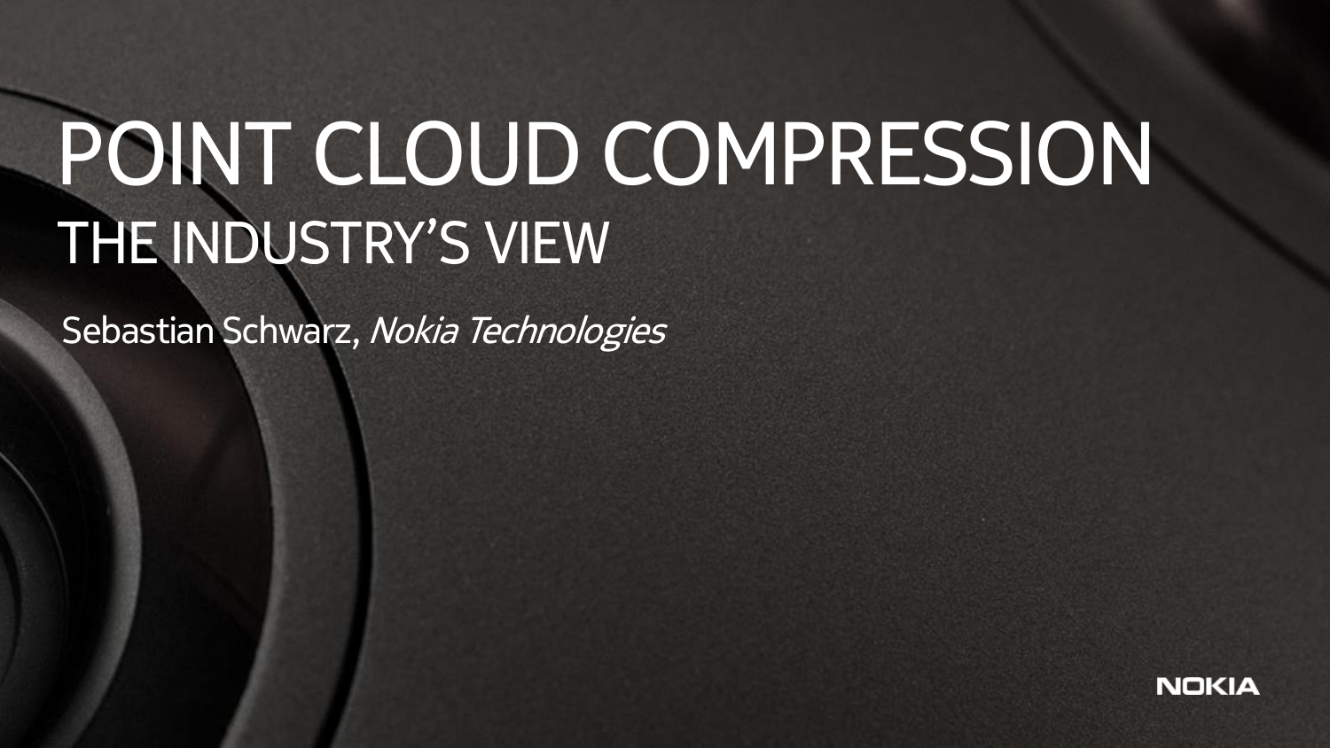# POINT CLOUD COMPRESSION

## THE INDUSTRY'S VIEW

Sebastian Schwarz, *Nokia Technologies*

NOKIA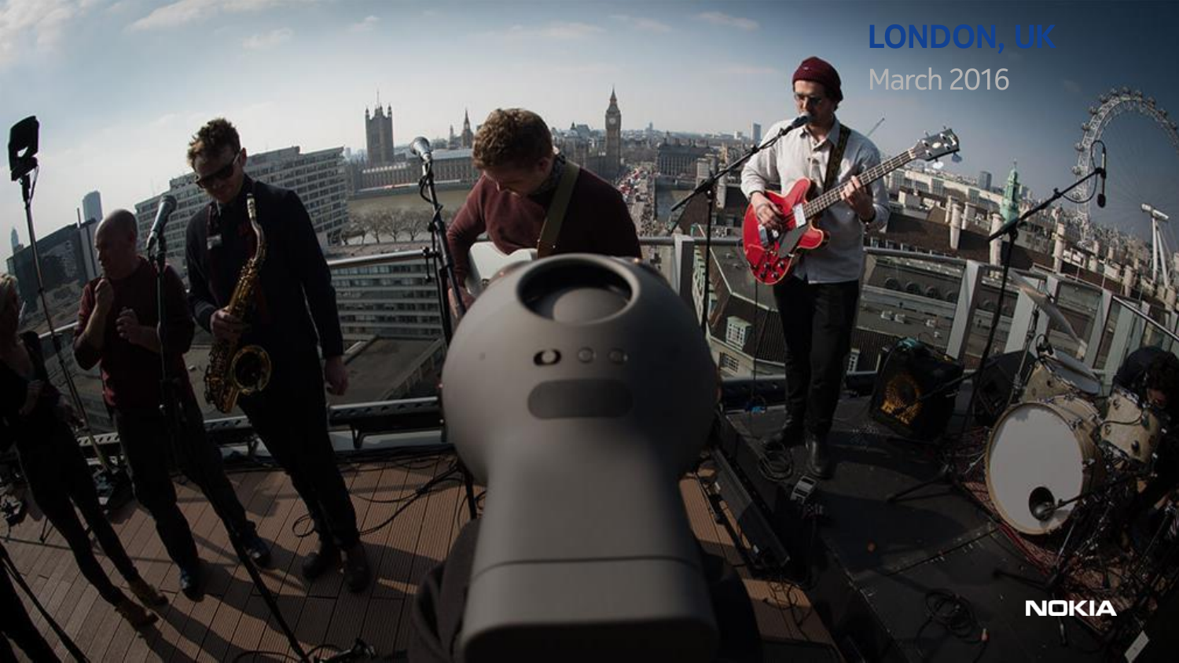**LONDON, UK**

March 2016

NOKIA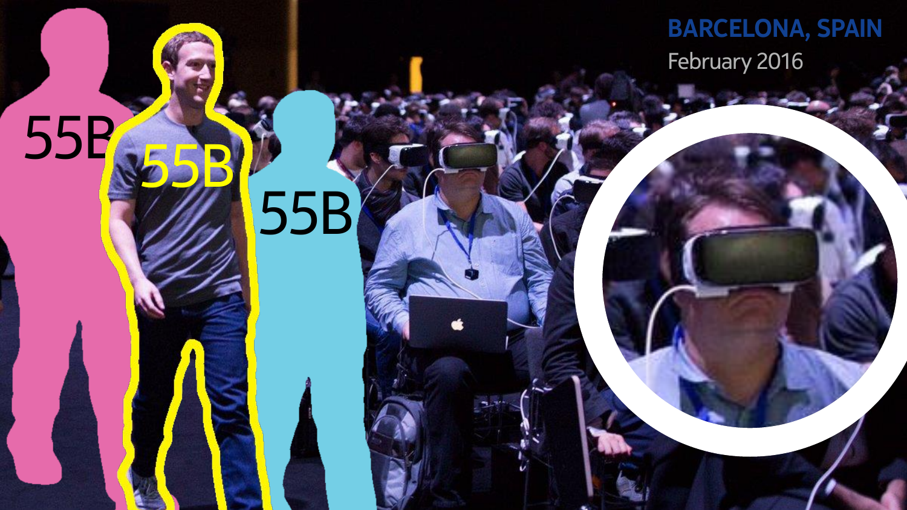**BARCELONA, SPAIN**

February 2016

55B

55B

55B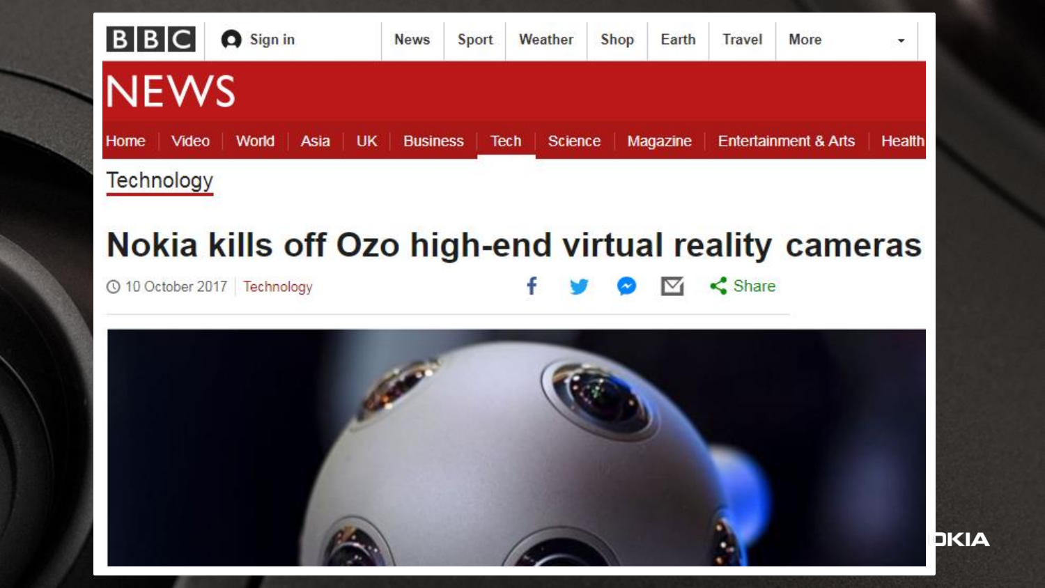BBC | Sign in | News | Sport | Weather | Shop | Earth | Travel | More

# NEWS

Home | Video | World | Asia | UK | Business | Tech | Science | Magazine | Entertainment & Arts | Health

Technology

## Nokia kills off Ozo high-end virtual reality cameras

10 October 2017 | Technology

Share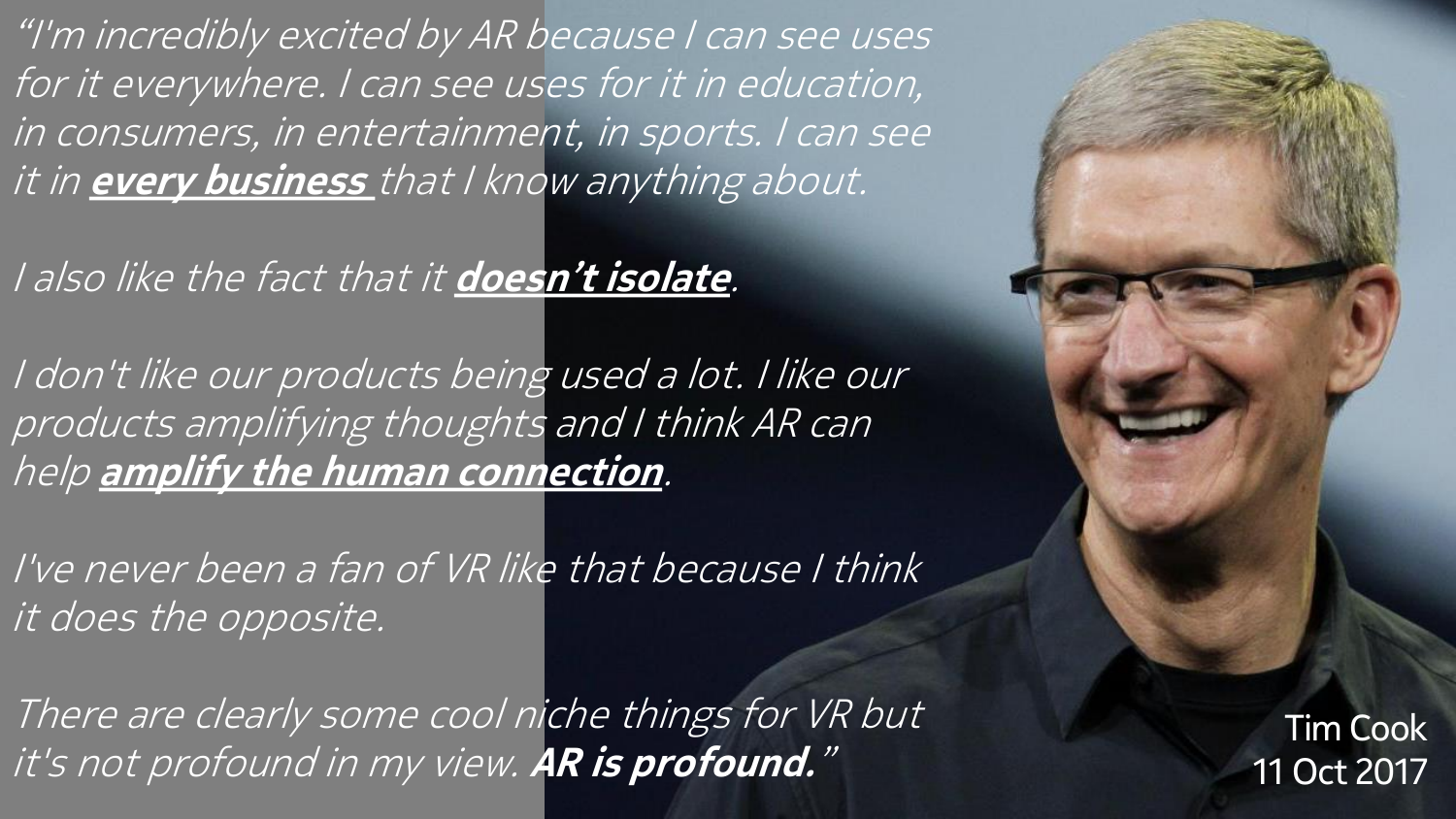*"I'm incredibly excited by AR because I can see uses for it everywhere. I can see uses for it in education, in consumers, in entertainment, in sports. I can see it in **every business** that I know anything about.*

*I also like the fact that it **doesn't isolate**.*

*I don't like our products being used a lot. I like our products amplifying thoughts and I think AR can help **amplify the human connection**.*

*I've never been a fan of VR like that because I think it does the opposite.*

*There are clearly some cool niche things for VR but it's not profound in my view. **AR is profound.**"*

Tim Cook
11 Oct 2017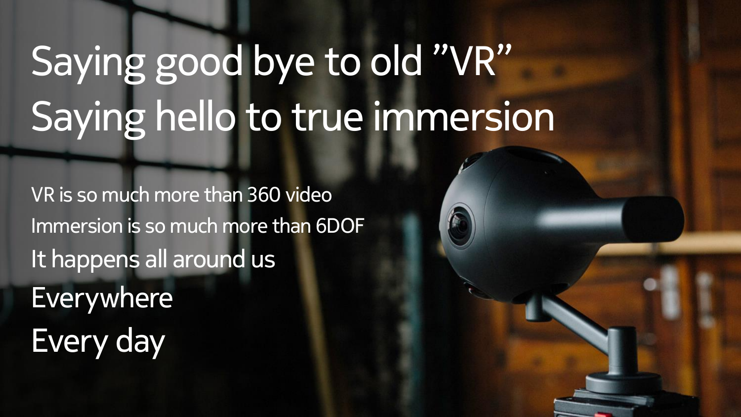# Saying good bye to old ”VR” Saying hello to true immersion

VR is so much more than 360 video

Immersion is so much more than 6DOF

It happens all around us

Everywhere

Every day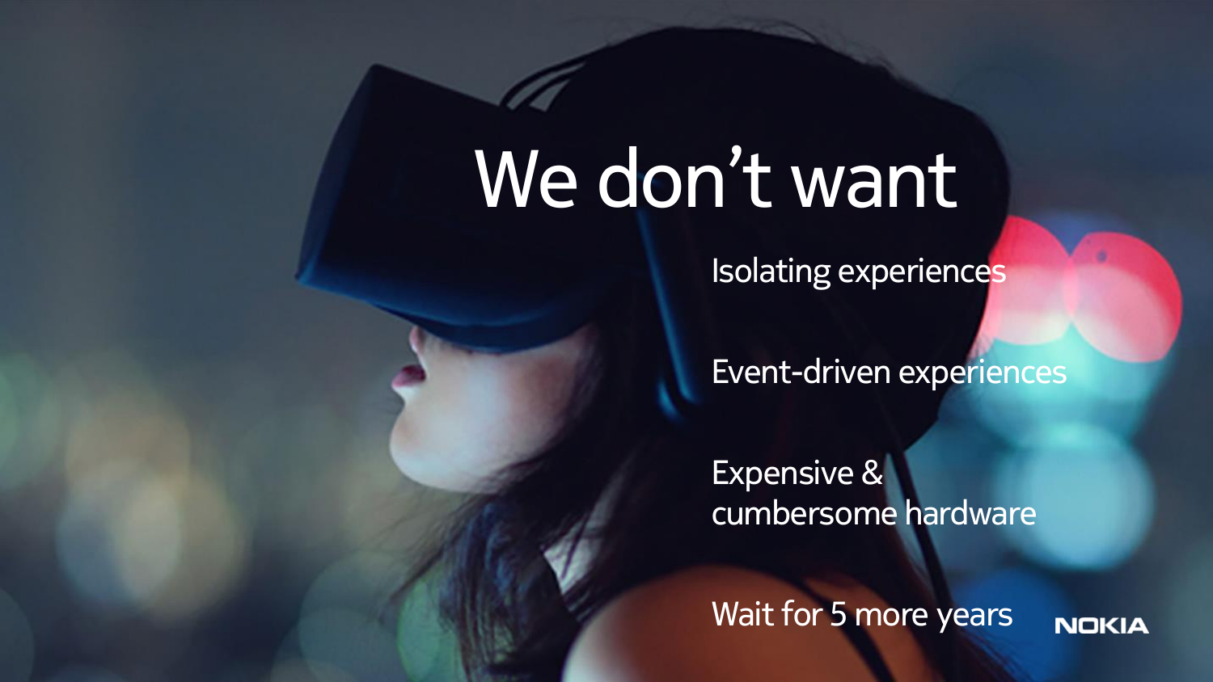# We don’t want

- Isolating experiences
- Event-driven experiences
- Expensive & cumbersome hardware
- Wait for 5 more years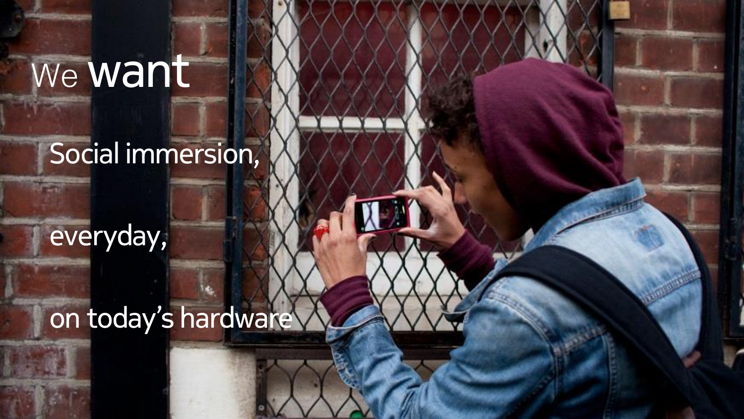# We want

Social immersion,

everyday,

on today's hardware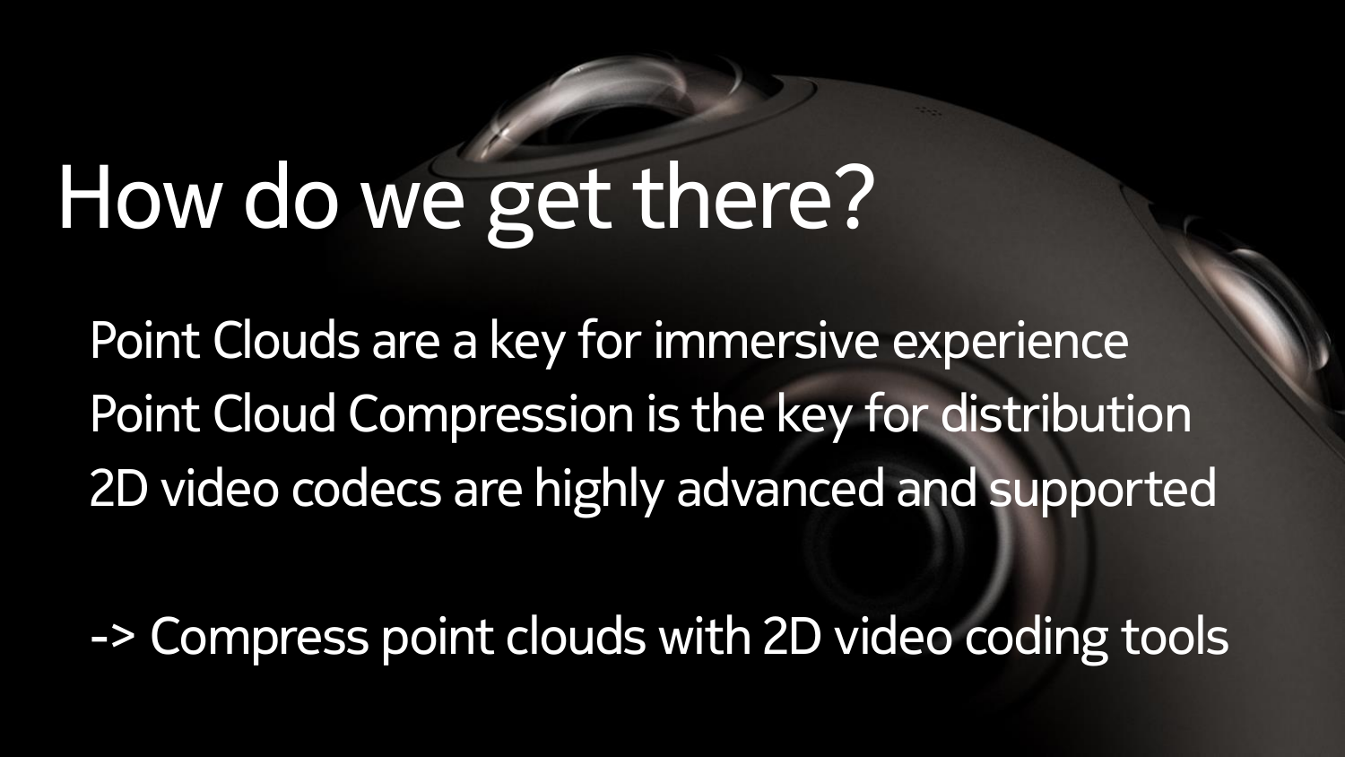# How do we get there?

Point Clouds are a key for immersive experience
Point Cloud Compression is the key for distribution
2D video codecs are highly advanced and supported

-> Compress point clouds with 2D video coding tools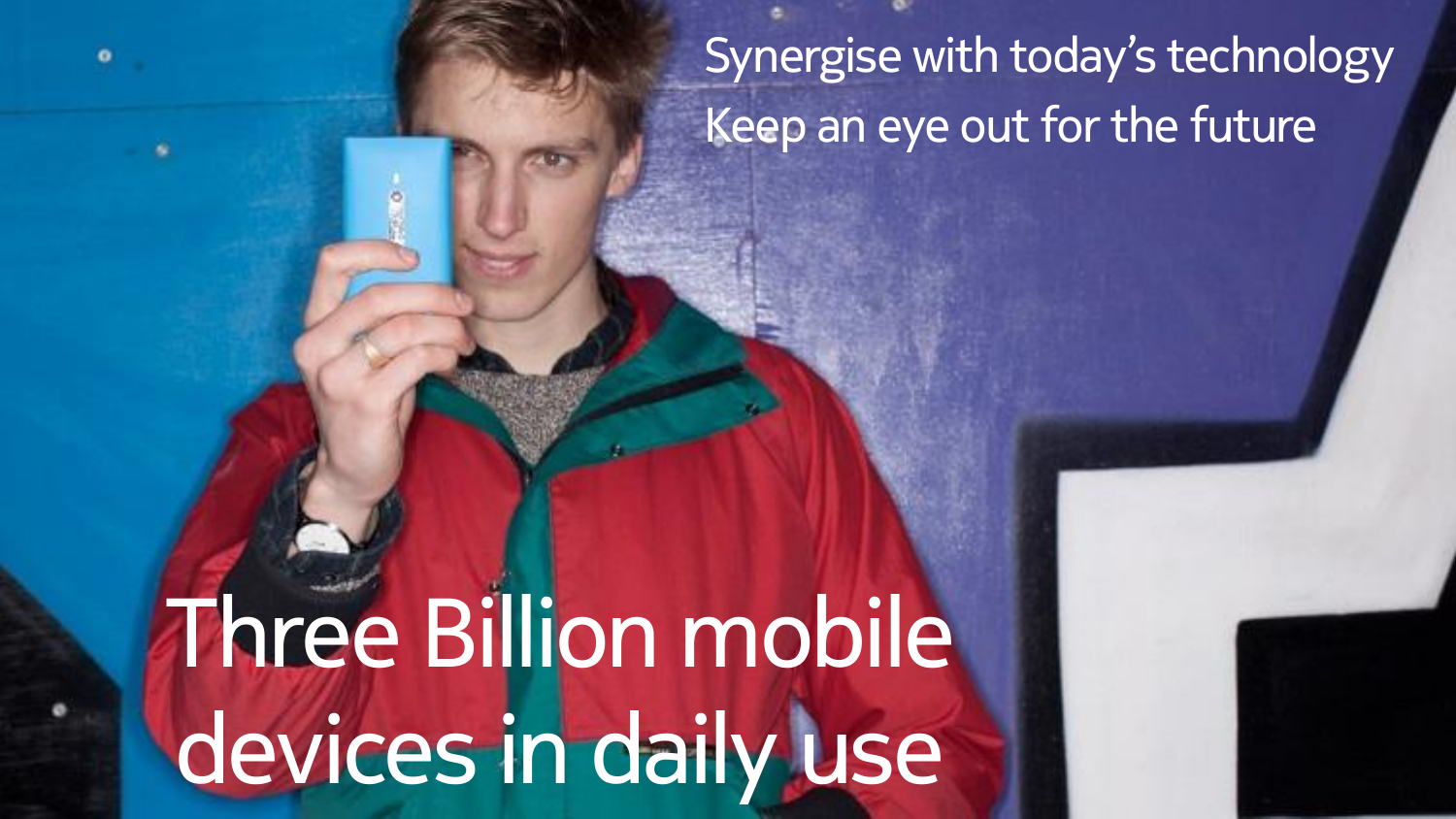Synergise with today's technology
Keep an eye out for the future

# Three Billion mobile devices in daily use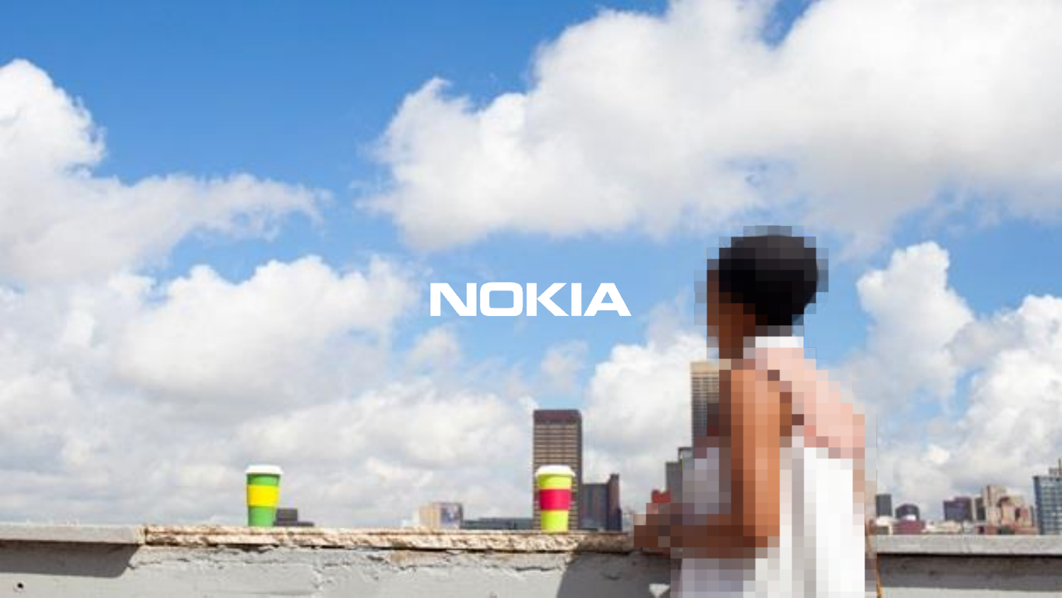NOKIA